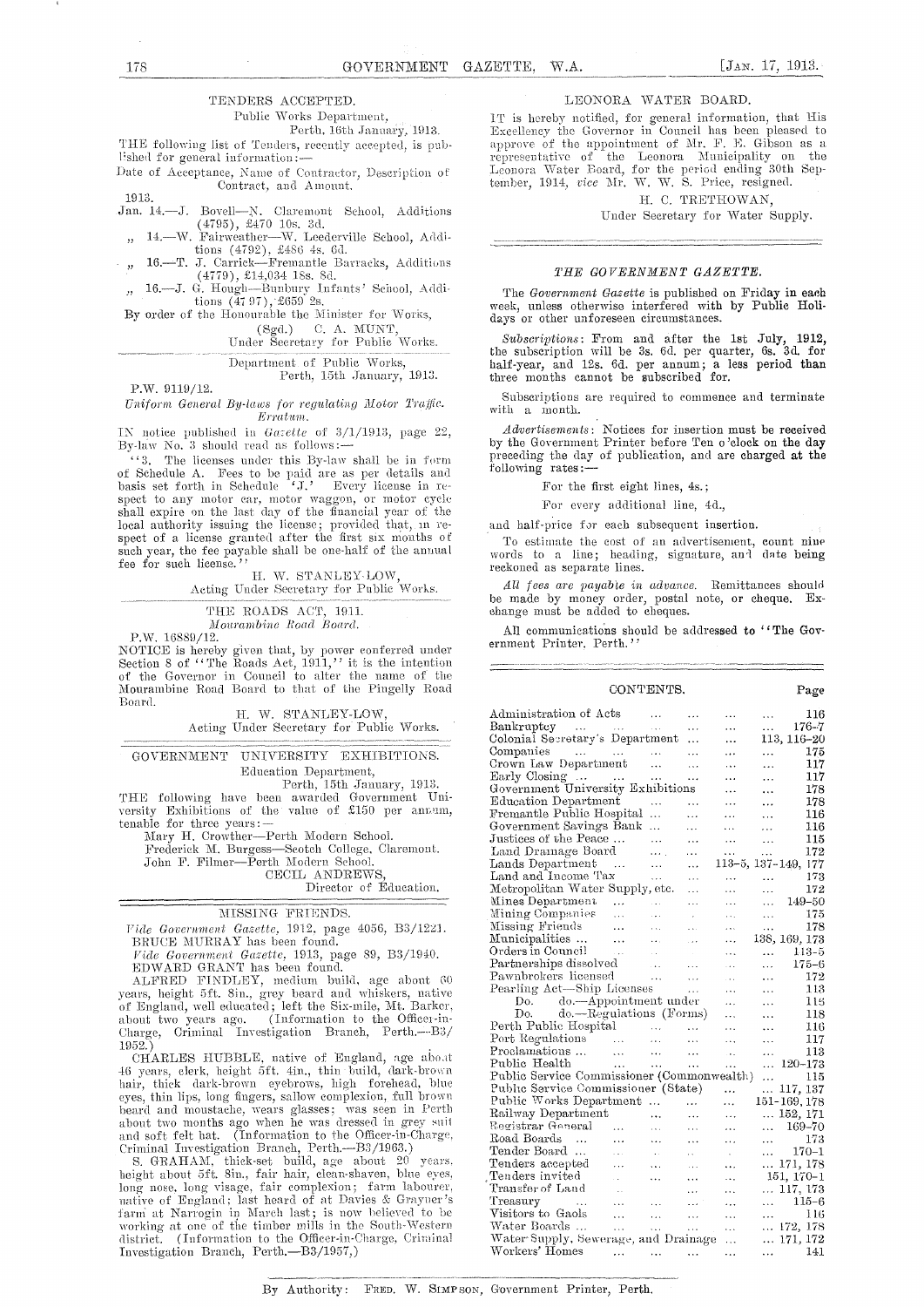## TENDERS ACCEPTED.

Public Works Department,
Perth, 16th January, 1913.

THE following list of Tenders, recently accepted, is published for general information:—

Date of Acceptance, Name of Contractor, Description of Contract, and Amount.

1913.

Jan. 14.—J. Bovell—N. Claremont School, Additions (4795), £470 10s. 3d.

„ 14.—W. Fairweather—W. Leederville School, Additions (4792), £486 4s. 6d.

„ 16.—T. J. Carrick—Fremantle Barracks, Additions (4779), £14,034 18s. 8d.

„ 16.—J. G. Hough—Bunbury Infants' School, Additions (4797), £659 2s.

By order of the Honourable the Minister for Works,

(Sgd.) C. A. MUNT,
Under Secretary for Public Works.

---

Department of Public Works,
Perth, 15th January, 1913.

P.W. 9119/12.

*Uniform General By-laws for regulating Motor Traffic.*
*Erratum.*

IN notice published in *Gazette* of 3/1/1913, page 22, By-law No. 3 should read as follows:—

"3. The licenses under this By-law shall be in form of Schedule A. Fees to be paid are as per details and basis set forth in Schedule 'J.' Every license in respect to any motor car, motor waggon, or motor cycle shall expire on the last day of the financial year of the local authority issuing the license; provided that, in respect of a license granted after the first six months of such year, the fee payable shall be one-half of the annual fee for such license."

H. W. STANLEY-LOW,
Acting Under Secretary for Public Works.

---

## THE ROADS ACT, 1911.
*Mourambine Road Board.*

P.W. 16889/12.

NOTICE is hereby given that, by power conferred under Section 8 of "The Roads Act, 1911," it is the intention of the Governor in Council to alter the name of the Mourambine Road Board to that of the Pingelly Road Board.

H. W. STANLEY-LOW,
Acting Under Secretary for Public Works.

---

## GOVERNMENT UNIVERSITY EXHIBITIONS.

Education Department,
Perth, 15th January, 1913.

THE following have been awarded Government University Exhibitions of the value of £150 per annum, tenable for three years:—

Mary H. Crowther—Perth Modern School.
Frederick M. Burgess—Scotch College, Claremont.
John F. Filmer—Perth Modern School.

CECIL ANDREWS,
Director of Education.

---

## MISSING FRIENDS.

*Vide Government Gazette*, 1912, page 4056, B3/1221.
BRUCE MURRAY has been found.

*Vide Government Gazette*, 1913, page 89, B3/1940.
EDWARD GRANT has been found.

ALFRED FINDLEY, medium build, age about 60 years, height 5ft. 8in., grey beard and whiskers, native of England, well educated; left the Six-mile, Mt. Barker, about two years ago. (Information to the Officer-in-Charge, Criminal Investigation Branch, Perth.—B3/1952.)

CHARLES HUBBLE, native of England, age about 46 years, clerk, height 5ft. 4in., thin build, dark-brown hair, thick dark-brown eyebrows, high forehead, blue eyes, thin lips, long fingers, sallow complexion, full brown beard and moustache, wears glasses; was seen in Perth about two months ago when he was dressed in grey suit and soft felt hat. (Information to the Officer-in-Charge, Criminal Investigation Branch, Perth.—B3/1963.)

S. GRAHAM, thick-set build, age about 20 years, height about 5ft. 8in., fair hair, clean-shaven, blue eyes, long nose, long visage, fair complexion; farm labourer, native of England; last heard of at Davies & Grayner's farm at Narrogin in March last; is now believed to be working at one of the timber mills in the South-Western district. (Information to the Officer-in-Charge, Criminal Investigation Branch, Perth.—B3/1957.)

---

## LEONORA WATER BOARD.

IT is hereby notified, for general information, that His Excellency the Governor in Council has been pleased to approve of the appointment of Mr. F. E. Gibson as a representative of the Leonora Municipality on the Leonora Water Board, for the period ending 30th September, 1914, *vice* Mr. W. W. S. Price, resigned.

H. C. TRETHOWAN,
Under Secretary for Water Supply.

---

## *THE GOVERNMENT GAZETTE.*

The *Government Gazette* is published on Friday in each week, unless otherwise interfered with by Public Holidays or other unforeseen circumstances.

*Subscriptions*: From and after the 1st July, 1912, the subscription will be 3s. 6d. per quarter, 6s. 3d. for half-year, and 12s. 6d. per annum; a less period than three months cannot be subscribed for.

Subscriptions are required to commence and terminate with a month.

*Advertisements*: Notices for insertion must be received by the Government Printer before Ten o'clock on the day preceding the day of publication, and are charged at the following rates:—

For the first eight lines, 4s.;

For every additional line, 4d.,

and half-price for each subsequent insertion.

To estimate the cost of an advertisement, count nine words to a line; heading, signature, and date being reckoned as separate lines.

*All fees are payable in advance.* Remittances should be made by money order, postal note, or cheque. Exchange must be added to cheques.

All communications should be addressed to "The Government Printer, Perth."

---

## CONTENTS.

| | Page |
|---|---|
| Administration of Acts | 116 |
| Bankruptcy | 176-7 |
| Colonial Secretary's Department | 113, 116-20 |
| Companies | 175 |
| Crown Law Department | 117 |
| Early Closing | 117 |
| Government University Exhibitions | 178 |
| Education Department | 178 |
| Fremantle Public Hospital | 116 |
| Government Savings Bank | 116 |
| Justices of the Peace | 115 |
| Land Drainage Board | 172 |
| Lands Department | 113-5, 137-149, 177 |
| Land and Income Tax | 173 |
| Metropolitan Water Supply, etc. | 172 |
| Mines Department | 149-50 |
| Mining Companies | 175 |
| Missing Friends | 178 |
| Municipalities | 138, 169, 173 |
| Orders in Council | 113-5 |
| Partnerships dissolved | 175-6 |
| Pawnbrokers licensed | 172 |
| Pearling Act—Ship Licenses | 113 |
| Do. do.—Appointment under | 115 |
| Do. do.—Regulations (Forms) | 118 |
| Perth Public Hospital | 116 |
| Port Regulations | 117 |
| Proclamations | 113 |
| Public Health | 120-173 |
| Public Service Commissioner (Commonwealth) | 115 |
| Public Service Commissioner (State) | 117, 137 |
| Public Works Department | 151-169, 178 |
| Railway Department | 152, 171 |
| Registrar General | 169-70 |
| Road Boards | 173 |
| Tender Board | 170-1 |
| Tenders accepted | 171, 178 |
| Tenders invited | 151, 170-1 |
| Transfer of Land | 117, 173 |
| Treasury | 115-6 |
| Visitors to Gaols | 116 |
| Water Boards | 172, 178 |
| Water Supply, Sewerage, and Drainage | 171, 172 |
| Workers' Homes | 141 |

By Authority: FRED. W. SIMPSON, Government Printer, Perth.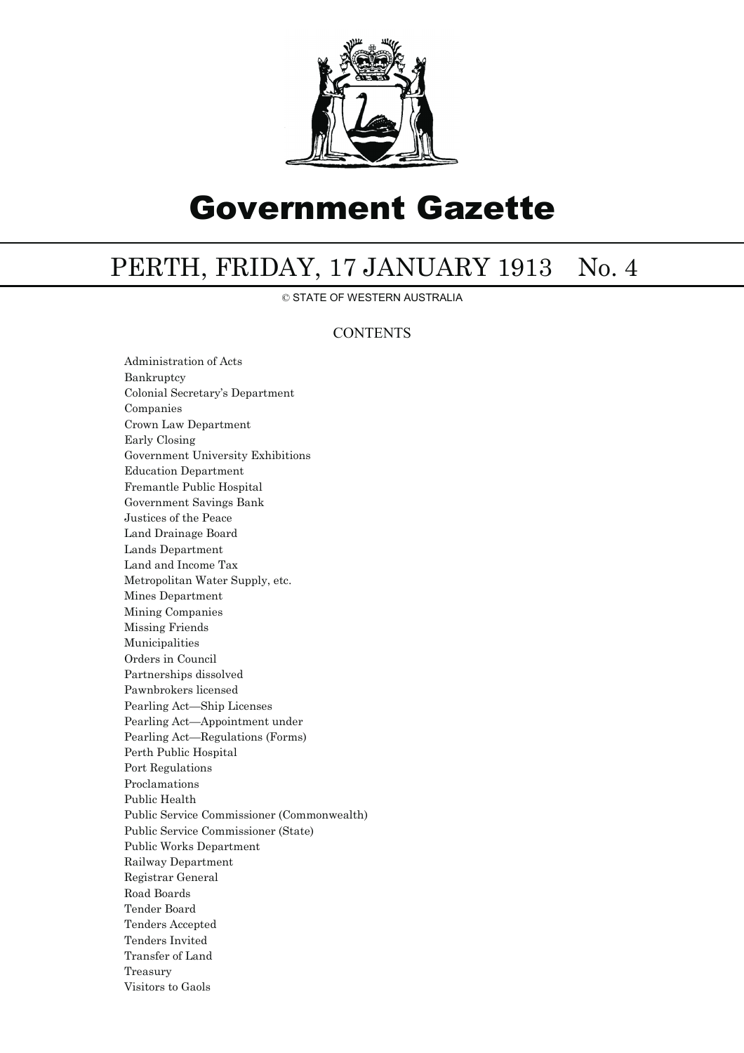# Government Gazette

## PERTH, FRIDAY, 17 JANUARY 1913 No. 4

© STATE OF WESTERN AUSTRALIA

### CONTENTS

Administration of Acts
Bankruptcy
Colonial Secretary's Department
Companies
Crown Law Department
Early Closing
Government University Exhibitions
Education Department
Fremantle Public Hospital
Government Savings Bank
Justices of the Peace
Land Drainage Board
Lands Department
Land and Income Tax
Metropolitan Water Supply, etc.
Mines Department
Mining Companies
Missing Friends
Municipalities
Orders in Council
Partnerships dissolved
Pawnbrokers licensed
Pearling Act—Ship Licenses
Pearling Act—Appointment under
Pearling Act—Regulations (Forms)
Perth Public Hospital
Port Regulations
Proclamations
Public Health
Public Service Commissioner (Commonwealth)
Public Service Commissioner (State)
Public Works Department
Railway Department
Registrar General
Road Boards
Tender Board
Tenders Accepted
Tenders Invited
Transfer of Land
Treasury
Visitors to Gaols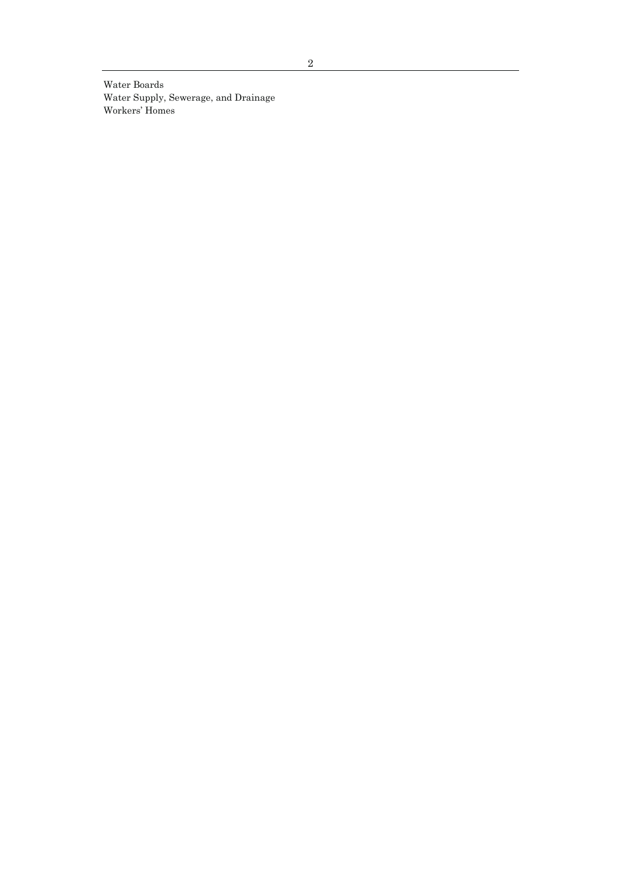Water Boards
Water Supply, Sewerage, and Drainage
Workers' Homes